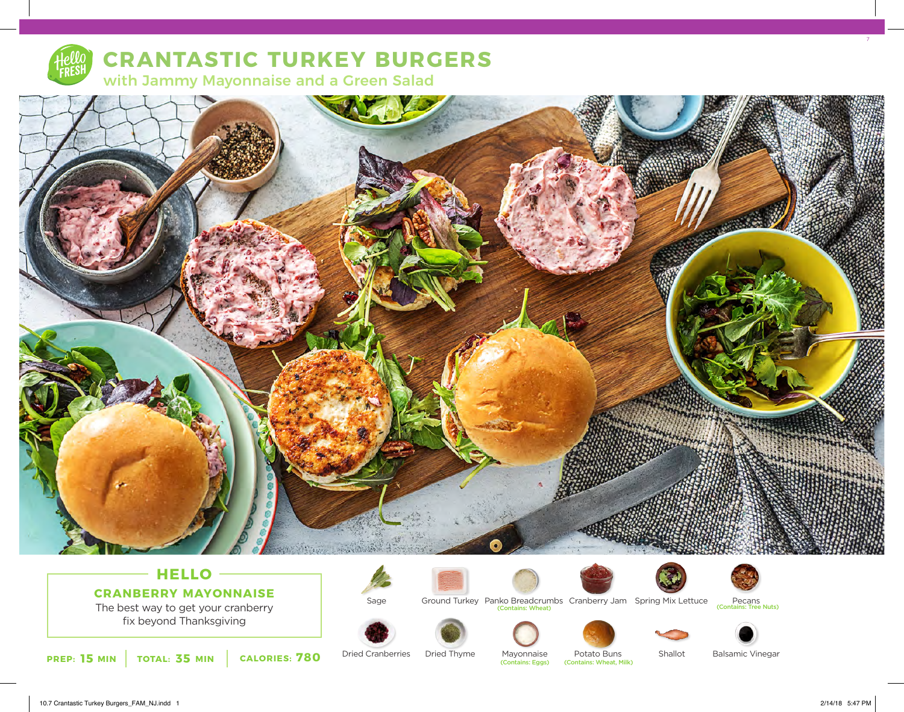# CRANTASTIC TURKEY BURGERS

## with Jammy Mayonnaise and a Green Salad

### HELLO

**CRANBERRY MAYONNAISE**

The best way to get your cranberry fix beyond Thanksgiving

**PREP: 15 MIN** | **TOTAL: 35 MIN** | **CALORIES: 780**

- Sage
- Ground Turkey
- Panko Breadcrumbs (Contains: Wheat)
- Cranberry Jam
- Spring Mix Lettuce
- Pecans (Contains: Tree Nuts)
- Dried Cranberries
- Dried Thyme
- Mayonnaise (Contains: Eggs)
- Potato Buns (Contains: Wheat, Milk)
- Shallot
- Balsamic Vinegar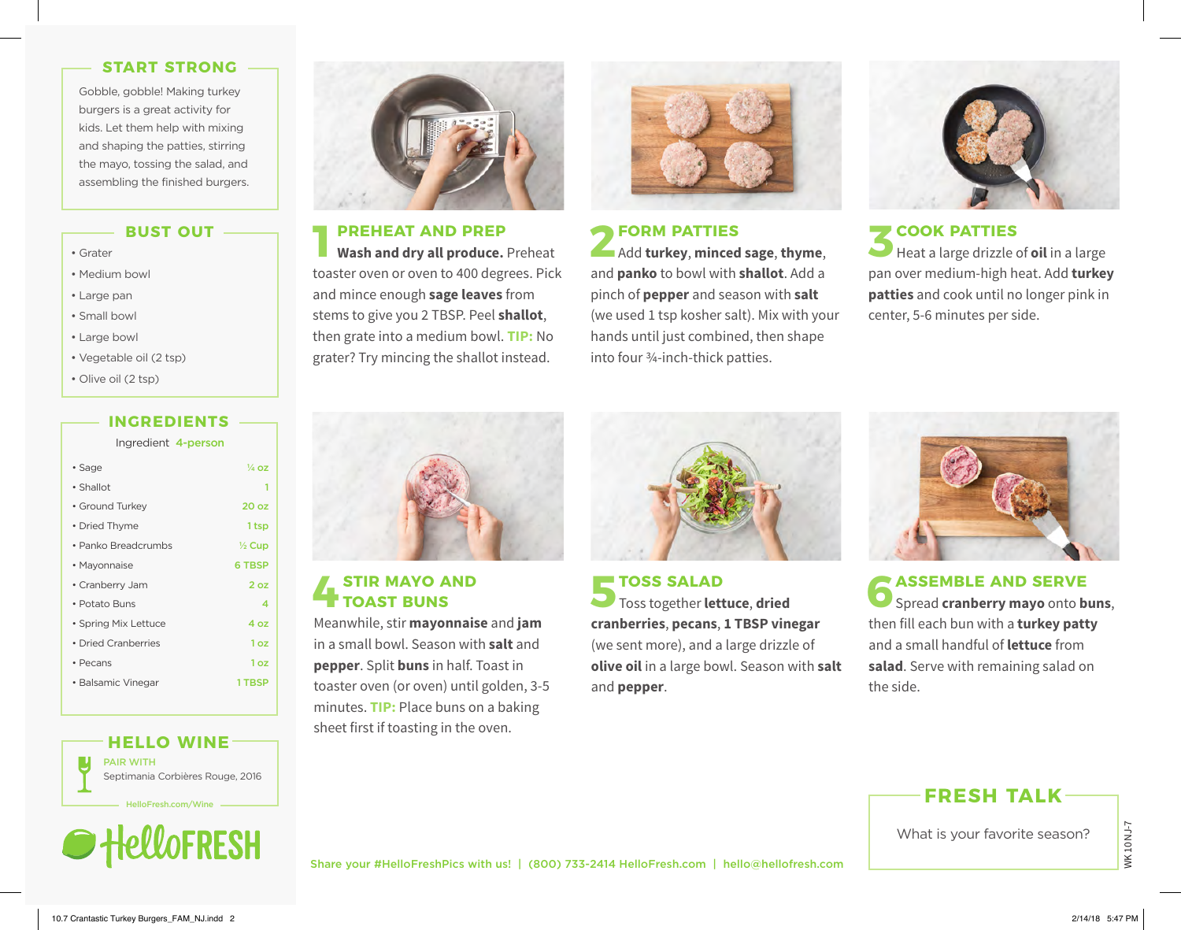## START STRONG

Gobble, gobble! Making turkey burgers is a great activity for kids. Let them help with mixing and shaping the patties, stirring the mayo, tossing the salad, and assembling the finished burgers.

## BUST OUT

- Grater
- Medium bowl
- Large pan
- Small bowl
- Large bowl
- Vegetable oil (2 tsp)
- Olive oil (2 tsp)

## INGREDIENTS

| Ingredient | 4-person |
|---|---|
| • Sage | ¼ oz |
| • Shallot | 1 |
| • Ground Turkey | 20 oz |
| • Dried Thyme | 1 tsp |
| • Panko Breadcrumbs | ½ Cup |
| • Mayonnaise | 6 TBSP |
| • Cranberry Jam | 2 oz |
| • Potato Buns | 4 |
| • Spring Mix Lettuce | 4 oz |
| • Dried Cranberries | 1 oz |
| • Pecans | 1 oz |
| • Balsamic Vinegar | 1 TBSP |

## HELLO WINE

PAIR WITH
Septimania Corbières Rouge, 2016

HelloFresh.com/Wine

HelloFRESH

## 1 PREHEAT AND PREP

**Wash and dry all produce.** Preheat toaster oven or oven to 400 degrees. Pick and mince enough **sage leaves** from stems to give you 2 TBSP. Peel **shallot**, then grate into a medium bowl. **TIP:** No grater? Try mincing the shallot instead.

## 2 FORM PATTIES

Add **turkey**, **minced sage**, **thyme**, and **panko** to bowl with **shallot**. Add a pinch of **pepper** and season with **salt** (we used 1 tsp kosher salt). Mix with your hands until just combined, then shape into four ¾-inch-thick patties.

## 3 COOK PATTIES

Heat a large drizzle of **oil** in a large pan over medium-high heat. Add **turkey patties** and cook until no longer pink in center, 5-6 minutes per side.

## 4 STIR MAYO AND TOAST BUNS

Meanwhile, stir **mayonnaise** and **jam** in a small bowl. Season with **salt** and **pepper**. Split **buns** in half. Toast in toaster oven (or oven) until golden, 3-5 minutes. **TIP:** Place buns on a baking sheet first if toasting in the oven.

## 5 TOSS SALAD

Toss together **lettuce**, **dried cranberries**, **pecans**, **1 TBSP vinegar** (we sent more), and a large drizzle of **olive oil** in a large bowl. Season with **salt** and **pepper**.

## 6 ASSEMBLE AND SERVE

Spread **cranberry mayo** onto **buns**, then fill each bun with a **turkey patty** and a small handful of **lettuce** from **salad**. Serve with remaining salad on the side.

## FRESH TALK

What is your favorite season?

Share your #HelloFreshPics with us! | (800) 733-2414 HelloFresh.com | hello@hellofresh.com

WK10NJ-7